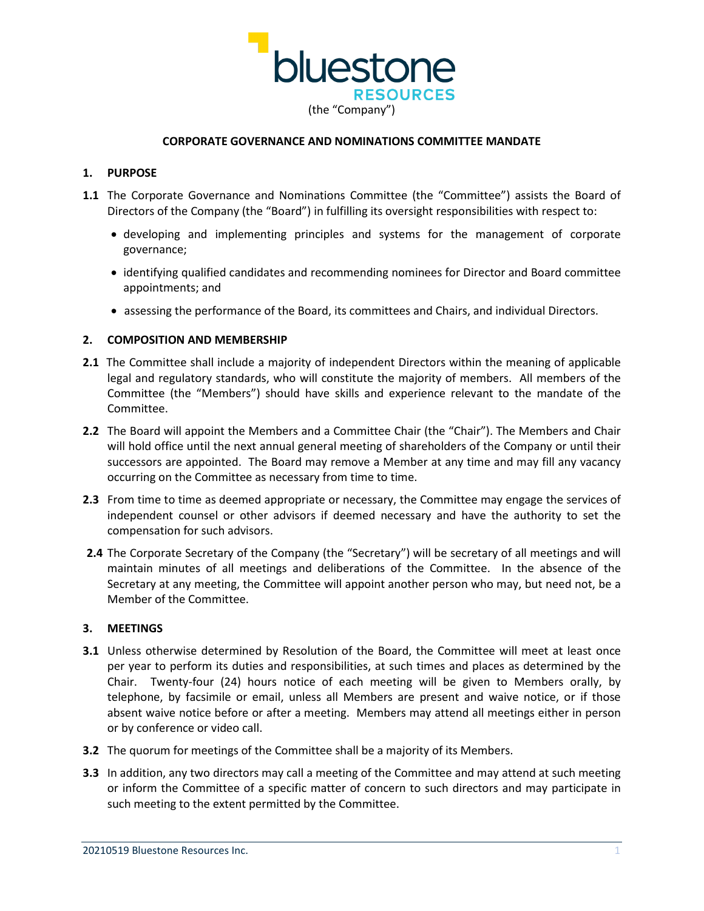bluestone RESOURCES

(the "Company")

# CORPORATE GOVERNANCE AND NOMINATIONS COMMITTEE MANDATE

## 1. PURPOSE

**1.1** The Corporate Governance and Nominations Committee (the "Committee") assists the Board of Directors of the Company (the "Board") in fulfilling its oversight responsibilities with respect to:

- developing and implementing principles and systems for the management of corporate governance;
- identifying qualified candidates and recommending nominees for Director and Board committee appointments; and
- assessing the performance of the Board, its committees and Chairs, and individual Directors.

## 2. COMPOSITION AND MEMBERSHIP

**2.1** The Committee shall include a majority of independent Directors within the meaning of applicable legal and regulatory standards, who will constitute the majority of members. All members of the Committee (the "Members") should have skills and experience relevant to the mandate of the Committee.

**2.2** The Board will appoint the Members and a Committee Chair (the "Chair"). The Members and Chair will hold office until the next annual general meeting of shareholders of the Company or until their successors are appointed. The Board may remove a Member at any time and may fill any vacancy occurring on the Committee as necessary from time to time.

**2.3** From time to time as deemed appropriate or necessary, the Committee may engage the services of independent counsel or other advisors if deemed necessary and have the authority to set the compensation for such advisors.

**2.4** The Corporate Secretary of the Company (the "Secretary") will be secretary of all meetings and will maintain minutes of all meetings and deliberations of the Committee. In the absence of the Secretary at any meeting, the Committee will appoint another person who may, but need not, be a Member of the Committee.

## 3. MEETINGS

**3.1** Unless otherwise determined by Resolution of the Board, the Committee will meet at least once per year to perform its duties and responsibilities, at such times and places as determined by the Chair. Twenty-four (24) hours notice of each meeting will be given to Members orally, by telephone, by facsimile or email, unless all Members are present and waive notice, or if those absent waive notice before or after a meeting. Members may attend all meetings either in person or by conference or video call.

**3.2** The quorum for meetings of the Committee shall be a majority of its Members.

**3.3** In addition, any two directors may call a meeting of the Committee and may attend at such meeting or inform the Committee of a specific matter of concern to such directors and may participate in such meeting to the extent permitted by the Committee.

20210519 Bluestone Resources Inc.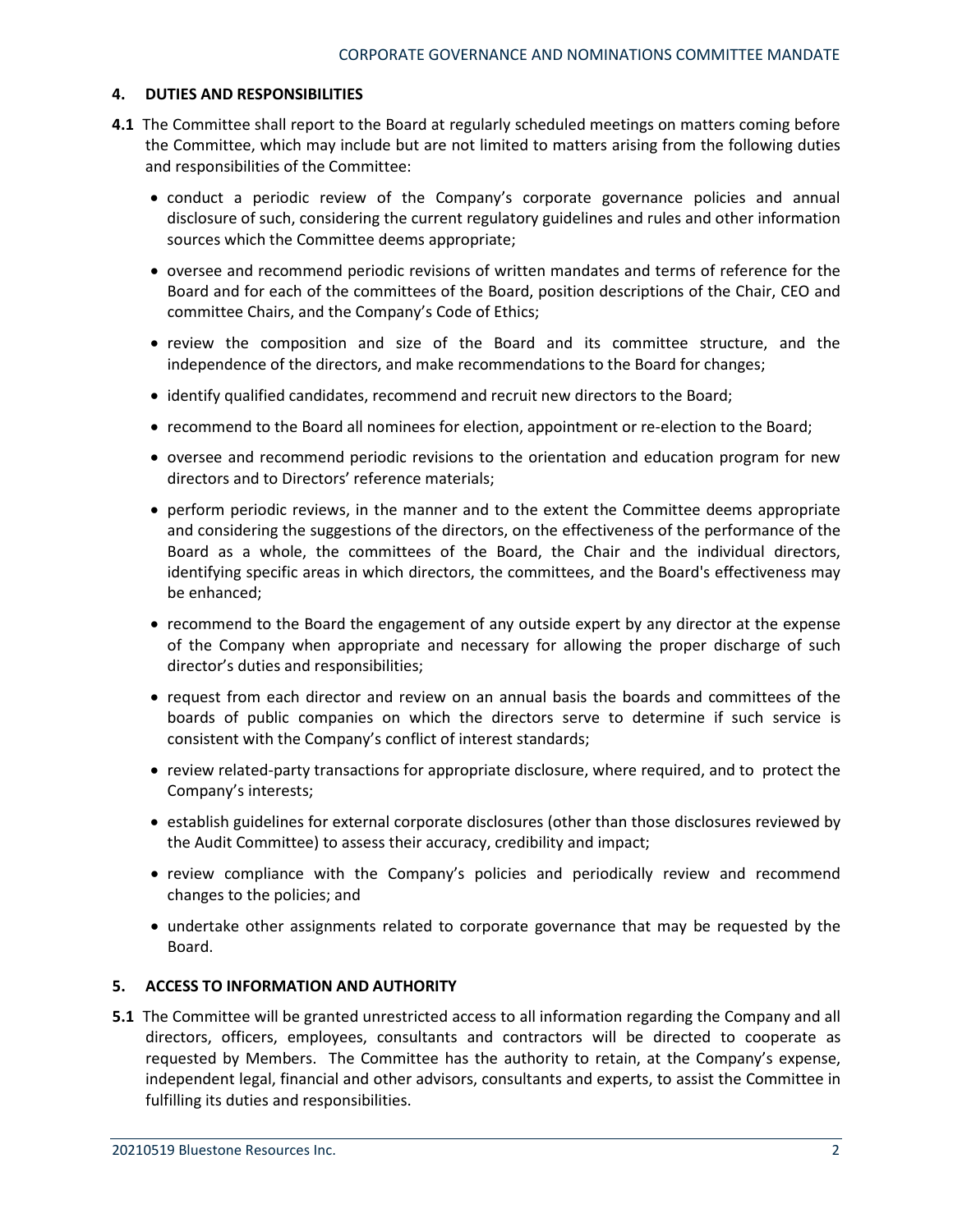## 4. DUTIES AND RESPONSIBILITIES

**4.1** The Committee shall report to the Board at regularly scheduled meetings on matters coming before the Committee, which may include but are not limited to matters arising from the following duties and responsibilities of the Committee:

- conduct a periodic review of the Company's corporate governance policies and annual disclosure of such, considering the current regulatory guidelines and rules and other information sources which the Committee deems appropriate;
- oversee and recommend periodic revisions of written mandates and terms of reference for the Board and for each of the committees of the Board, position descriptions of the Chair, CEO and committee Chairs, and the Company's Code of Ethics;
- review the composition and size of the Board and its committee structure, and the independence of the directors, and make recommendations to the Board for changes;
- identify qualified candidates, recommend and recruit new directors to the Board;
- recommend to the Board all nominees for election, appointment or re-election to the Board;
- oversee and recommend periodic revisions to the orientation and education program for new directors and to Directors' reference materials;
- perform periodic reviews, in the manner and to the extent the Committee deems appropriate and considering the suggestions of the directors, on the effectiveness of the performance of the Board as a whole, the committees of the Board, the Chair and the individual directors, identifying specific areas in which directors, the committees, and the Board's effectiveness may be enhanced;
- recommend to the Board the engagement of any outside expert by any director at the expense of the Company when appropriate and necessary for allowing the proper discharge of such director's duties and responsibilities;
- request from each director and review on an annual basis the boards and committees of the boards of public companies on which the directors serve to determine if such service is consistent with the Company's conflict of interest standards;
- review related-party transactions for appropriate disclosure, where required, and to protect the Company's interests;
- establish guidelines for external corporate disclosures (other than those disclosures reviewed by the Audit Committee) to assess their accuracy, credibility and impact;
- review compliance with the Company's policies and periodically review and recommend changes to the policies; and
- undertake other assignments related to corporate governance that may be requested by the Board.

## 5. ACCESS TO INFORMATION AND AUTHORITY

**5.1** The Committee will be granted unrestricted access to all information regarding the Company and all directors, officers, employees, consultants and contractors will be directed to cooperate as requested by Members. The Committee has the authority to retain, at the Company's expense, independent legal, financial and other advisors, consultants and experts, to assist the Committee in fulfilling its duties and responsibilities.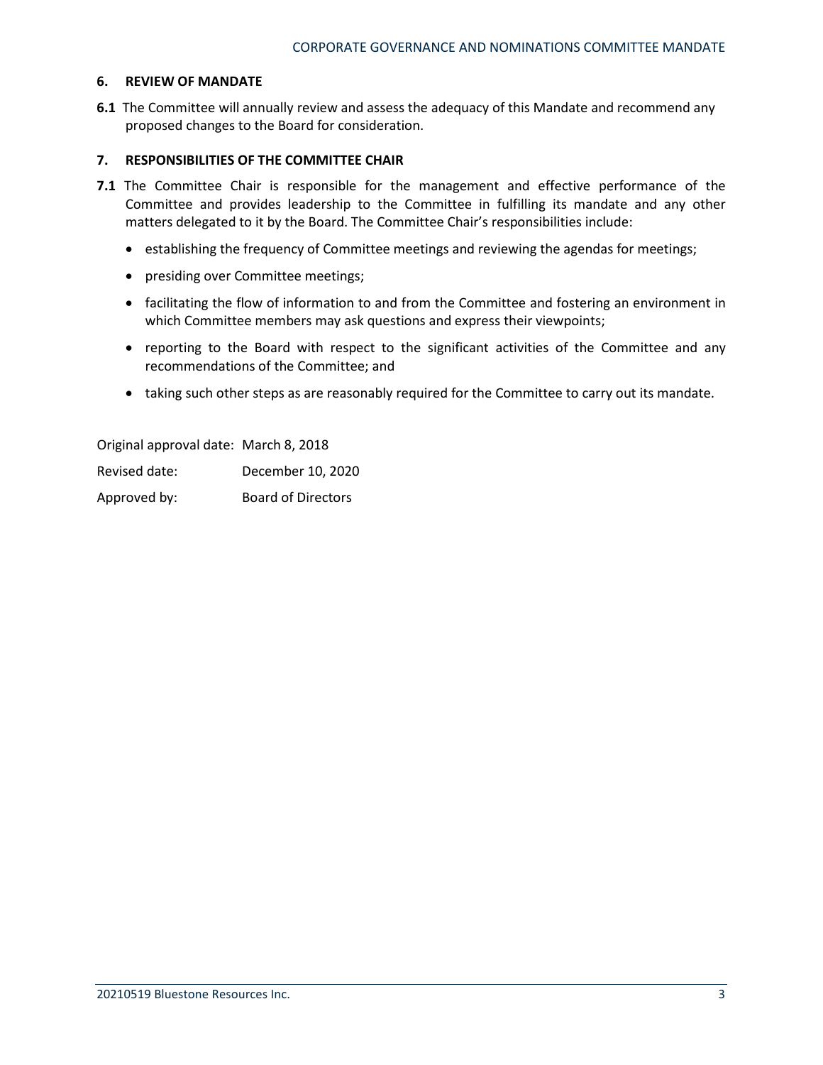## 6. REVIEW OF MANDATE

**6.1** The Committee will annually review and assess the adequacy of this Mandate and recommend any proposed changes to the Board for consideration.

## 7. RESPONSIBILITIES OF THE COMMITTEE CHAIR

**7.1** The Committee Chair is responsible for the management and effective performance of the Committee and provides leadership to the Committee in fulfilling its mandate and any other matters delegated to it by the Board. The Committee Chair's responsibilities include:

- establishing the frequency of Committee meetings and reviewing the agendas for meetings;
- presiding over Committee meetings;
- facilitating the flow of information to and from the Committee and fostering an environment in which Committee members may ask questions and express their viewpoints;
- reporting to the Board with respect to the significant activities of the Committee and any recommendations of the Committee; and
- taking such other steps as are reasonably required for the Committee to carry out its mandate.

Original approval date: March 8, 2018

Revised date: December 10, 2020

Approved by: Board of Directors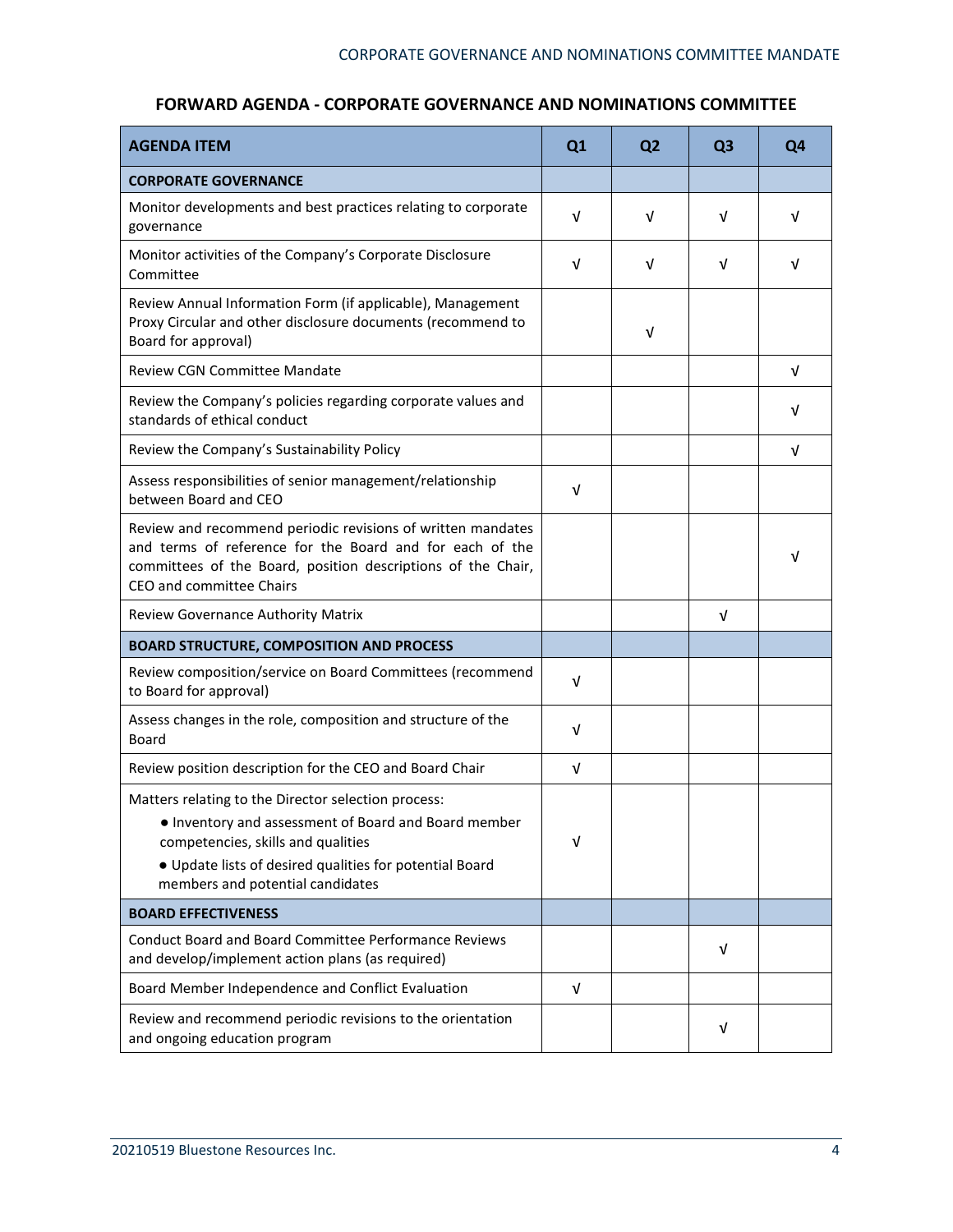## FORWARD AGENDA - CORPORATE GOVERNANCE AND NOMINATIONS COMMITTEE

| AGENDA ITEM | Q1 | Q2 | Q3 | Q4 |
|---|---|---|---|---|
| **CORPORATE GOVERNANCE** | | | | |
| Monitor developments and best practices relating to corporate governance | √ | √ | √ | √ |
| Monitor activities of the Company's Corporate Disclosure Committee | √ | √ | √ | √ |
| Review Annual Information Form (if applicable), Management Proxy Circular and other disclosure documents (recommend to Board for approval) | | √ | | |
| Review CGN Committee Mandate | | | | √ |
| Review the Company's policies regarding corporate values and standards of ethical conduct | | | | √ |
| Review the Company's Sustainability Policy | | | | √ |
| Assess responsibilities of senior management/relationship between Board and CEO | √ | | | |
| Review and recommend periodic revisions of written mandates and terms of reference for the Board and for each of the committees of the Board, position descriptions of the Chair, CEO and committee Chairs | | | | √ |
| Review Governance Authority Matrix | | | √ | |
| **BOARD STRUCTURE, COMPOSITION AND PROCESS** | | | | |
| Review composition/service on Board Committees (recommend to Board for approval) | √ | | | |
| Assess changes in the role, composition and structure of the Board | √ | | | |
| Review position description for the CEO and Board Chair | √ | | | |
| Matters relating to the Director selection process:<br>● Inventory and assessment of Board and Board member competencies, skills and qualities<br>● Update lists of desired qualities for potential Board members and potential candidates | √ | | | |
| **BOARD EFFECTIVENESS** | | | | |
| Conduct Board and Board Committee Performance Reviews and develop/implement action plans (as required) | | | √ | |
| Board Member Independence and Conflict Evaluation | √ | | | |
| Review and recommend periodic revisions to the orientation and ongoing education program | | | √ | |